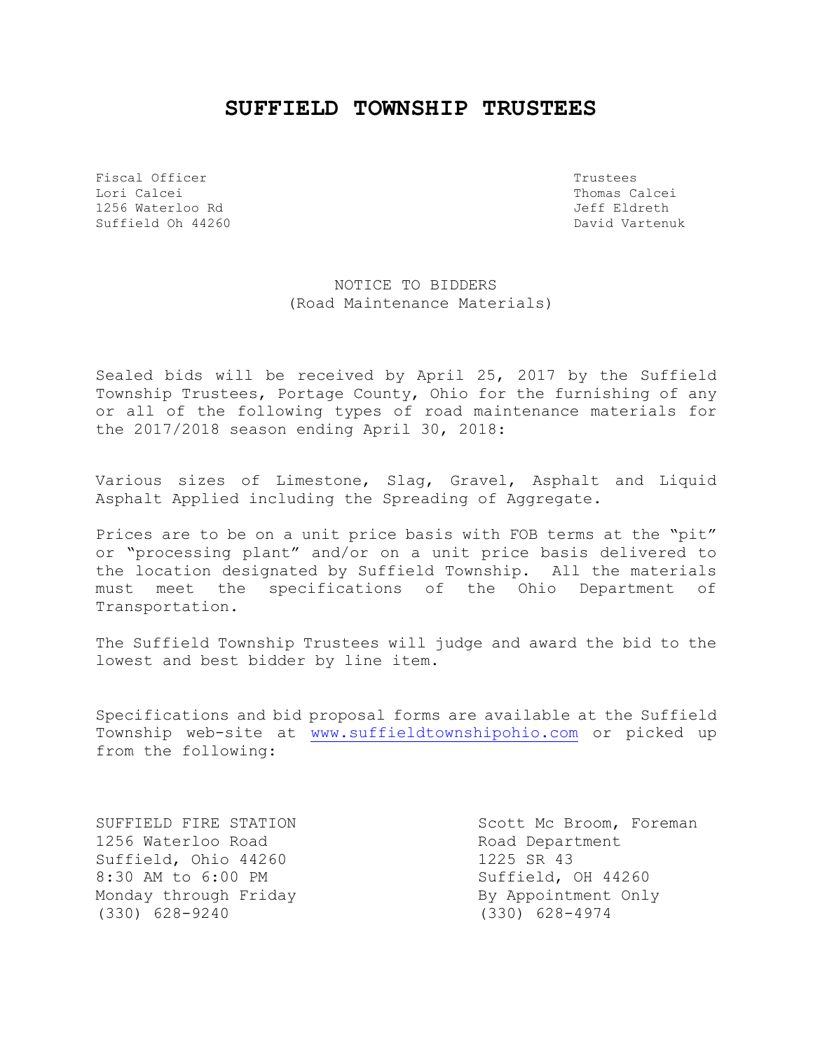# SUFFIELD TOWNSHIP TRUSTEES

Fiscal Officer
Lori Calcei
1256 Waterloo Rd
Suffield Oh 44260

Trustees
Thomas Calcei
Jeff Eldreth
David Vartenuk

NOTICE TO BIDDERS
(Road Maintenance Materials)

Sealed bids will be received by April 25, 2017 by the Suffield Township Trustees, Portage County, Ohio for the furnishing of any or all of the following types of road maintenance materials for the 2017/2018 season ending April 30, 2018:

Various sizes of Limestone, Slag, Gravel, Asphalt and Liquid Asphalt Applied including the Spreading of Aggregate.

Prices are to be on a unit price basis with FOB terms at the "pit" or "processing plant" and/or on a unit price basis delivered to the location designated by Suffield Township. All the materials must meet the specifications of the Ohio Department of Transportation.

The Suffield Township Trustees will judge and award the bid to the lowest and best bidder by line item.

Specifications and bid proposal forms are available at the Suffield Township web-site at www.suffieldtownshipohio.com or picked up from the following:

SUFFIELD FIRE STATION
1256 Waterloo Road
Suffield, Ohio 44260
8:30 AM to 6:00 PM
Monday through Friday
(330) 628-9240

Scott Mc Broom, Foreman
Road Department
1225 SR 43
Suffield, OH 44260
By Appointment Only
(330) 628-4974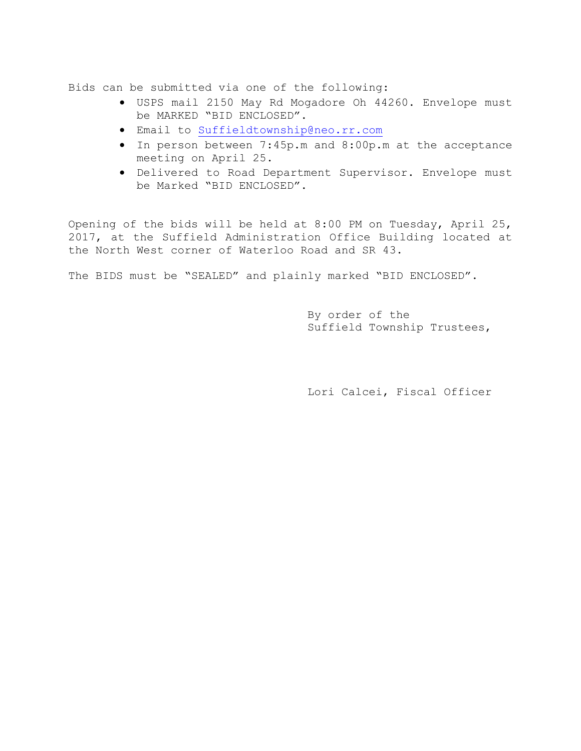Bids can be submitted via one of the following:

- USPS mail 2150 May Rd Mogadore Oh 44260. Envelope must be MARKED "BID ENCLOSED".
- Email to Suffieldtownship@neo.rr.com
- In person between 7:45p.m and 8:00p.m at the acceptance meeting on April 25.
- Delivered to Road Department Supervisor. Envelope must be Marked "BID ENCLOSED".

Opening of the bids will be held at 8:00 PM on Tuesday, April 25, 2017, at the Suffield Administration Office Building located at the North West corner of Waterloo Road and SR 43.

The BIDS must be "SEALED" and plainly marked "BID ENCLOSED".

By order of the
Suffield Township Trustees,

Lori Calcei, Fiscal Officer